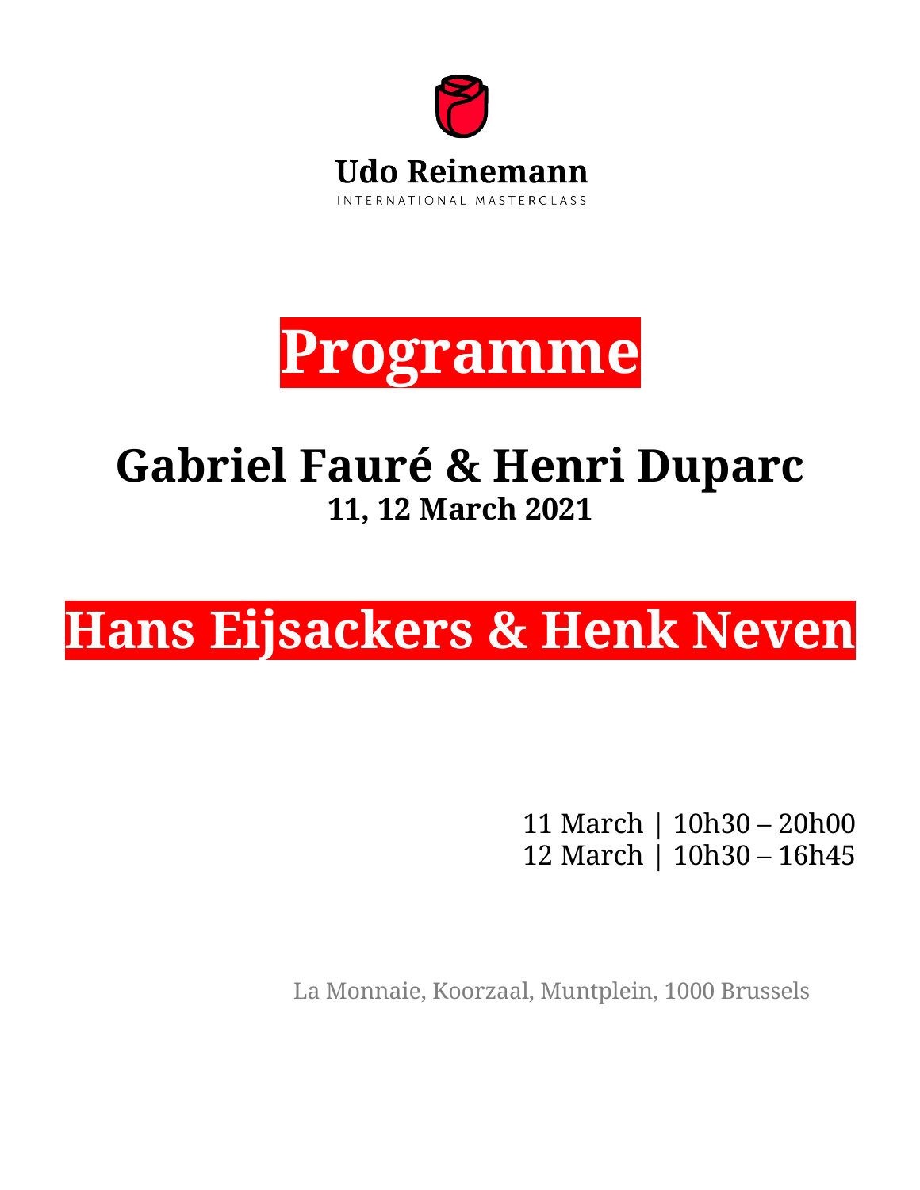**Udo Reinemann**

INTERNATIONAL MASTERCLASS

# Programme

## Gabriel Fauré & Henri Duparc

**11, 12 March 2021**

# Hans Eijsackers & Henk Neven

11 March | 10h30 – 20h00
12 March | 10h30 – 16h45

La Monnaie, Koorzaal, Muntplein, 1000 Brussels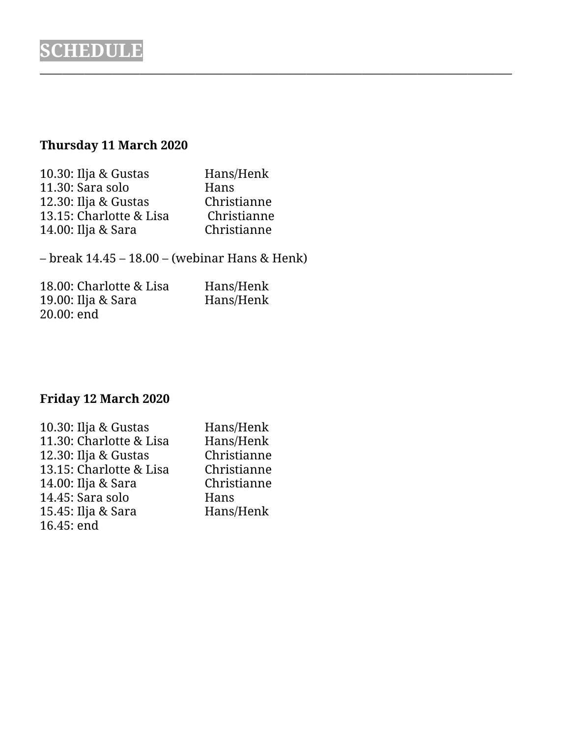# SCHEDULE

---

**Thursday 11 March 2020**

| | |
|---|---|
| 10.30: Ilja & Gustas | Hans/Henk |
| 11.30: Sara solo | Hans |
| 12.30: Ilja & Gustas | Christianne |
| 13.15: Charlotte & Lisa | Christianne |
| 14.00: Ilja & Sara | Christianne |

– break 14.45 – 18.00 – (webinar Hans & Henk)

| | |
|---|---|
| 18.00: Charlotte & Lisa | Hans/Henk |
| 19.00: Ilja & Sara | Hans/Henk |
| 20.00: end | |

**Friday 12 March 2020**

| | |
|---|---|
| 10.30: Ilja & Gustas | Hans/Henk |
| 11.30: Charlotte & Lisa | Hans/Henk |
| 12.30: Ilja & Gustas | Christianne |
| 13.15: Charlotte & Lisa | Christianne |
| 14.00: Ilja & Sara | Christianne |
| 14.45: Sara solo | Hans |
| 15.45: Ilja & Sara | Hans/Henk |
| 16.45: end | |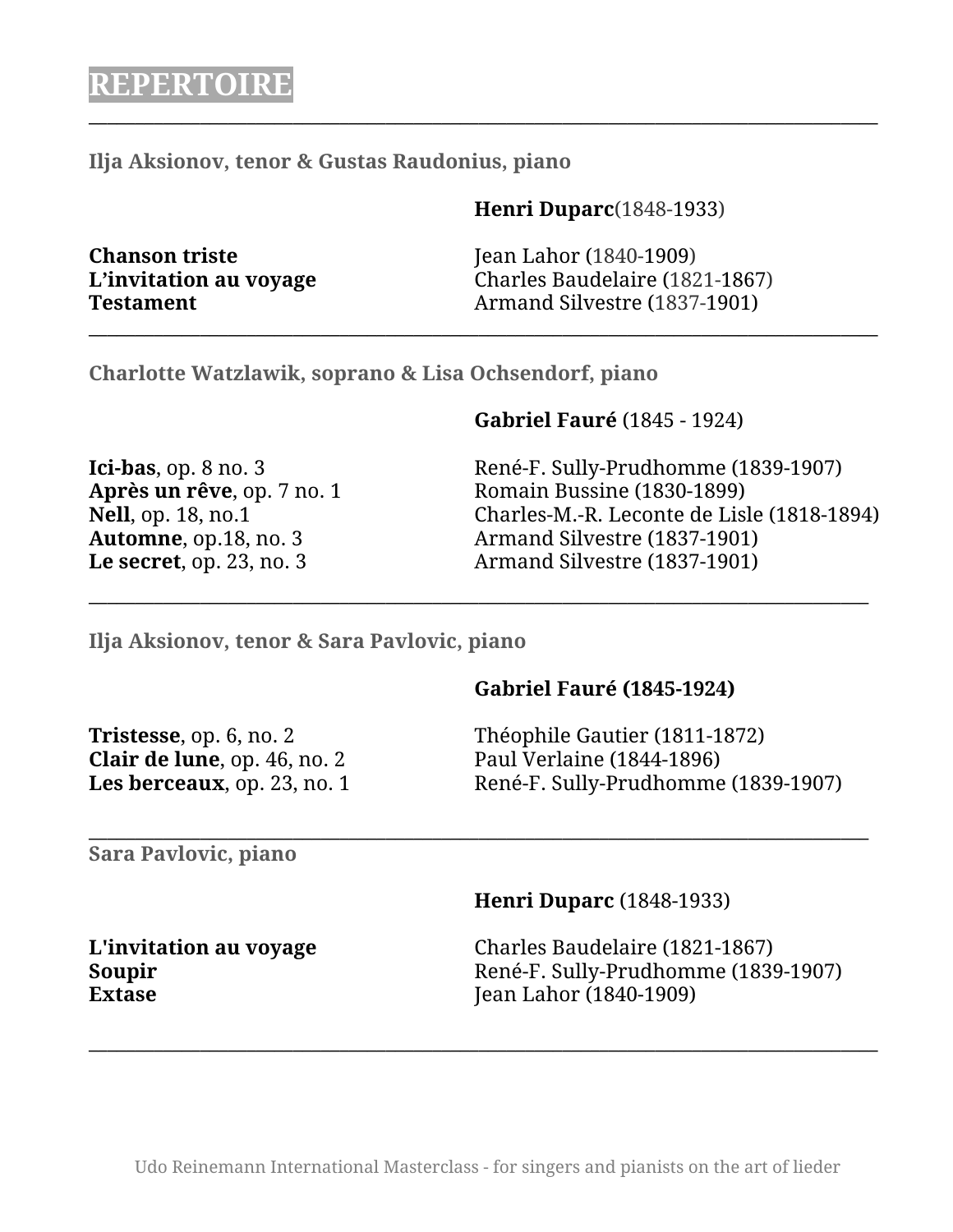# REPERTOIRE

---

**Ilja Aksionov, tenor & Gustas Raudonius, piano**

**Henri Duparc**(1848-1933)

| | |
|---|---|
| **Chanson triste** | Jean Lahor (1840-1909) |
| **L'invitation au voyage** | Charles Baudelaire (1821-1867) |
| **Testament** | Armand Silvestre (1837-1901) |

---

**Charlotte Watzlawik, soprano & Lisa Ochsendorf, piano**

**Gabriel Fauré** (1845 - 1924)

| | |
|---|---|
| **Ici-bas**, op. 8 no. 3 | René-F. Sully-Prudhomme (1839-1907) |
| **Après un rêve**, op. 7 no. 1 | Romain Bussine (1830-1899) |
| **Nell**, op. 18, no.1 | Charles-M.-R. Leconte de Lisle (1818-1894) |
| **Automne**, op.18, no. 3 | Armand Silvestre (1837-1901) |
| **Le secret**, op. 23, no. 3 | Armand Silvestre (1837-1901) |

---

**Ilja Aksionov, tenor & Sara Pavlovic, piano**

**Gabriel Fauré (1845-1924)**

| | |
|---|---|
| **Tristesse**, op. 6, no. 2 | Théophile Gautier (1811-1872) |
| **Clair de lune**, op. 46, no. 2 | Paul Verlaine (1844-1896) |
| **Les berceaux**, op. 23, no. 1 | René-F. Sully-Prudhomme (1839-1907) |

---

**Sara Pavlovic, piano**

**Henri Duparc** (1848-1933)

| | |
|---|---|
| **L'invitation au voyage** | Charles Baudelaire (1821-1867) |
| **Soupir** | René-F. Sully-Prudhomme (1839-1907) |
| **Extase** | Jean Lahor (1840-1909) |

---